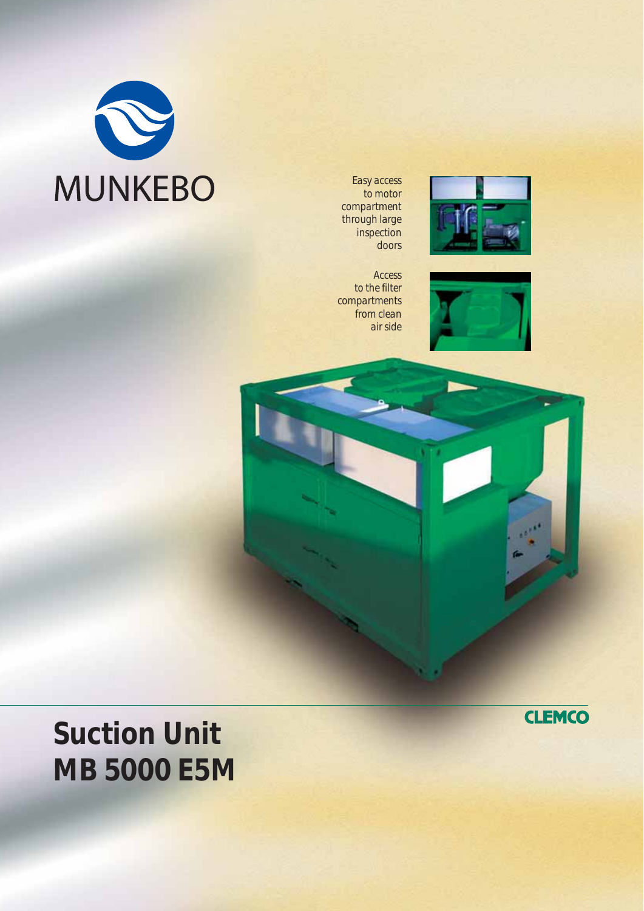MUNKEBO

*Easy access to motor compartment through large inspection doors*

*Access to the filter compartments from clean air side*

CLEMCO

# Suction Unit MB 5000 E5M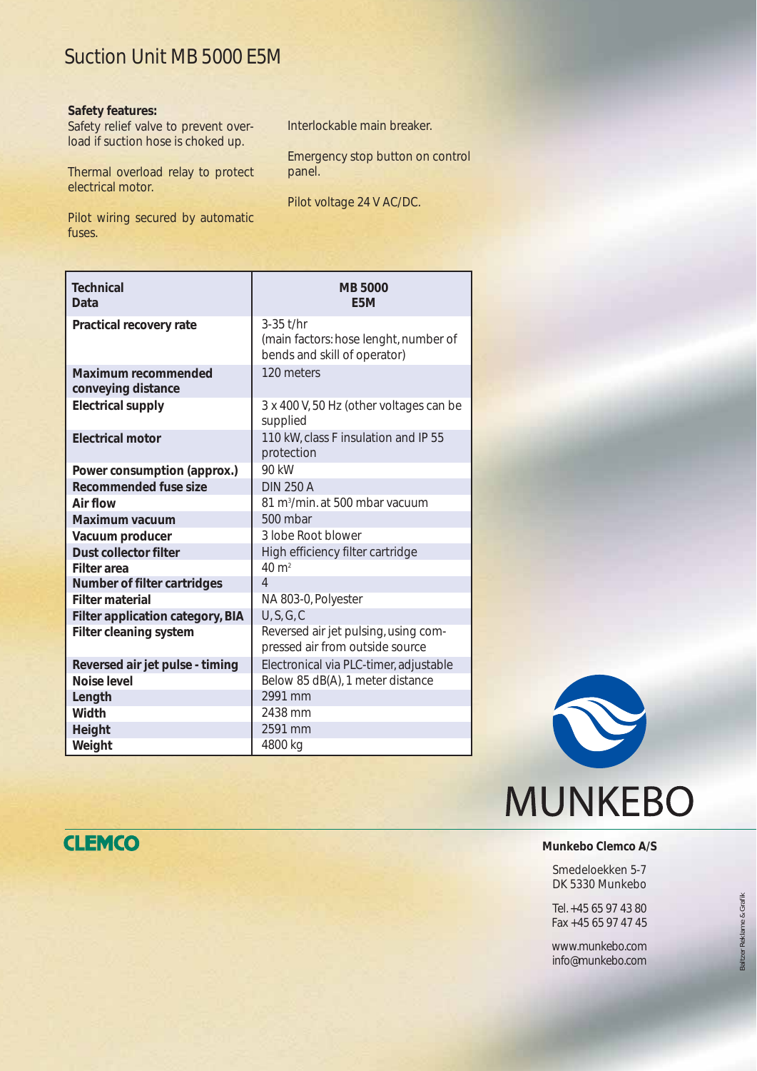# Suction Unit MB 5000 E5M

**Safety features:**

Safety relief valve to prevent overload if suction hose is choked up.

Thermal overload relay to protect electrical motor.

Pilot wiring secured by automatic fuses.

Interlockable main breaker.

Emergency stop button on control panel.

Pilot voltage 24 V AC/DC.

| Technical Data | MB 5000 E5M |
|---|---|
| **Practical recovery rate** | 3-35 t/hr (main factors: hose lenght, number of bends and skill of operator) |
| **Maximum recommended conveying distance** | 120 meters |
| **Electrical supply** | 3 x 400 V, 50 Hz (other voltages can be supplied |
| **Electrical motor** | 110 kW, class F insulation and IP 55 protection |
| **Power consumption (approx.)** | 90 kW |
| **Recommended fuse size** | DIN 250 A |
| **Air flow** | 81 $m^3$/min. at 500 mbar vacuum |
| **Maximum vacuum** | 500 mbar |
| **Vacuum producer** | 3 lobe Root blower |
| **Dust collector filter** | High efficiency filter cartridge |
| **Filter area** | 40 $m^2$ |
| **Number of filter cartridges** | 4 |
| **Filter material** | NA 803-0, Polyester |
| **Filter application category, BIA** | U, S, G, C |
| **Filter cleaning system** | Reversed air jet pulsing, using compressed air from outside source |
| **Reversed air jet pulse - timing** | Electronical via PLC-timer, adjustable |
| **Noise level** | Below 85 dB(A), 1 meter distance |
| **Length** | 2991 mm |
| **Width** | 2438 mm |
| **Height** | 2591 mm |
| **Weight** | 4800 kg |

CLEMCO

MUNKEBO

**Munkebo Clemco A/S**

Smedeloekken 5-7
DK 5330 Munkebo

Tel. +45 65 97 43 80
Fax +45 65 97 47 45

www.munkebo.com
info@munkebo.com

Baltzer Reklame & Grafik